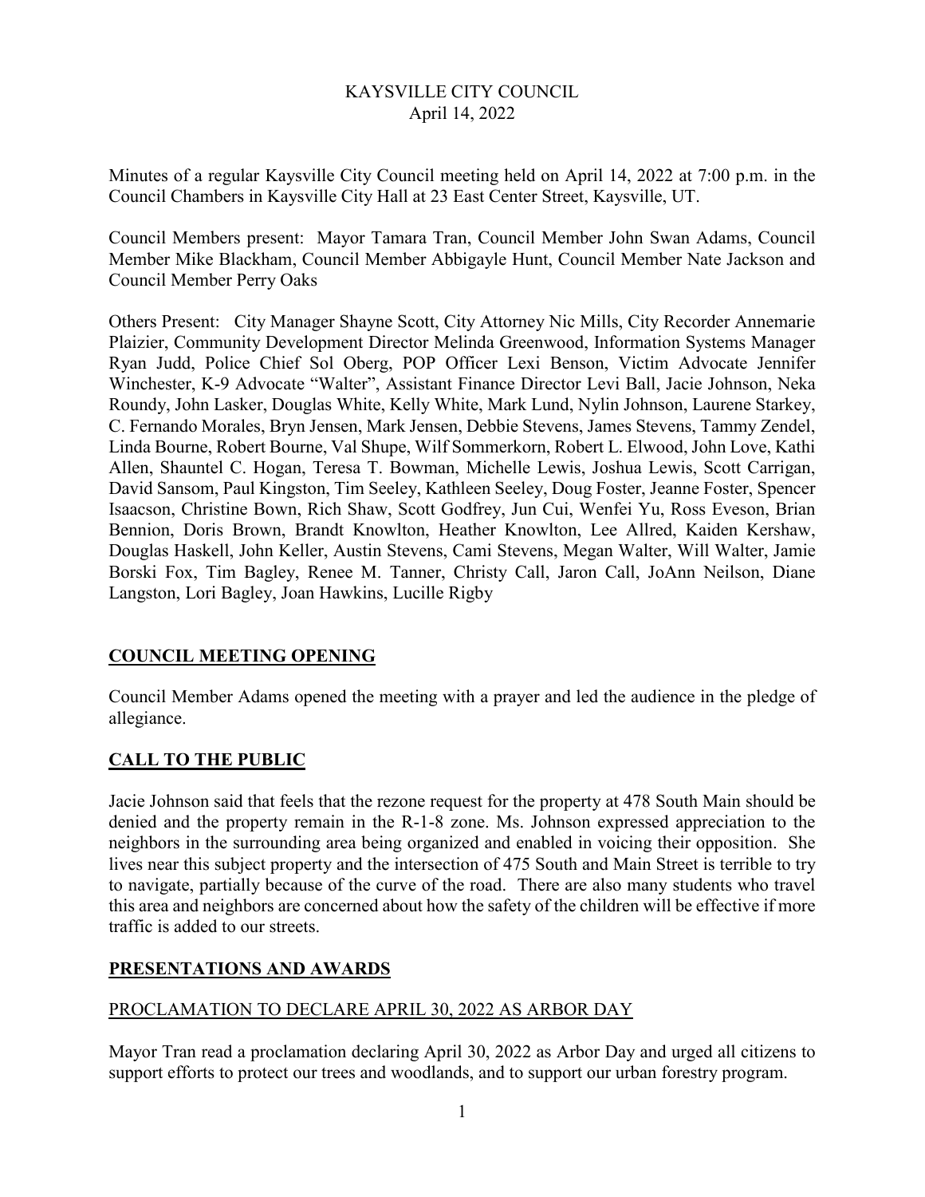# KAYSVILLE CITY COUNCIL
April 14, 2022

Minutes of a regular Kaysville City Council meeting held on April 14, 2022 at 7:00 p.m. in the Council Chambers in Kaysville City Hall at 23 East Center Street, Kaysville, UT.

Council Members present: Mayor Tamara Tran, Council Member John Swan Adams, Council Member Mike Blackham, Council Member Abbigayle Hunt, Council Member Nate Jackson and Council Member Perry Oaks

Others Present: City Manager Shayne Scott, City Attorney Nic Mills, City Recorder Annemarie Plaizier, Community Development Director Melinda Greenwood, Information Systems Manager Ryan Judd, Police Chief Sol Oberg, POP Officer Lexi Benson, Victim Advocate Jennifer Winchester, K-9 Advocate "Walter", Assistant Finance Director Levi Ball, Jacie Johnson, Neka Roundy, John Lasker, Douglas White, Kelly White, Mark Lund, Nylin Johnson, Laurene Starkey, C. Fernando Morales, Bryn Jensen, Mark Jensen, Debbie Stevens, James Stevens, Tammy Zendel, Linda Bourne, Robert Bourne, Val Shupe, Wilf Sommerkorn, Robert L. Elwood, John Love, Kathi Allen, Shauntel C. Hogan, Teresa T. Bowman, Michelle Lewis, Joshua Lewis, Scott Carrigan, David Sansom, Paul Kingston, Tim Seeley, Kathleen Seeley, Doug Foster, Jeanne Foster, Spencer Isaacson, Christine Bown, Rich Shaw, Scott Godfrey, Jun Cui, Wenfei Yu, Ross Eveson, Brian Bennion, Doris Brown, Brandt Knowlton, Heather Knowlton, Lee Allred, Kaiden Kershaw, Douglas Haskell, John Keller, Austin Stevens, Cami Stevens, Megan Walter, Will Walter, Jamie Borski Fox, Tim Bagley, Renee M. Tanner, Christy Call, Jaron Call, JoAnn Neilson, Diane Langston, Lori Bagley, Joan Hawkins, Lucille Rigby

## COUNCIL MEETING OPENING

Council Member Adams opened the meeting with a prayer and led the audience in the pledge of allegiance.

## CALL TO THE PUBLIC

Jacie Johnson said that feels that the rezone request for the property at 478 South Main should be denied and the property remain in the R-1-8 zone. Ms. Johnson expressed appreciation to the neighbors in the surrounding area being organized and enabled in voicing their opposition. She lives near this subject property and the intersection of 475 South and Main Street is terrible to try to navigate, partially because of the curve of the road. There are also many students who travel this area and neighbors are concerned about how the safety of the children will be effective if more traffic is added to our streets.

## PRESENTATIONS AND AWARDS

### PROCLAMATION TO DECLARE APRIL 30, 2022 AS ARBOR DAY

Mayor Tran read a proclamation declaring April 30, 2022 as Arbor Day and urged all citizens to support efforts to protect our trees and woodlands, and to support our urban forestry program.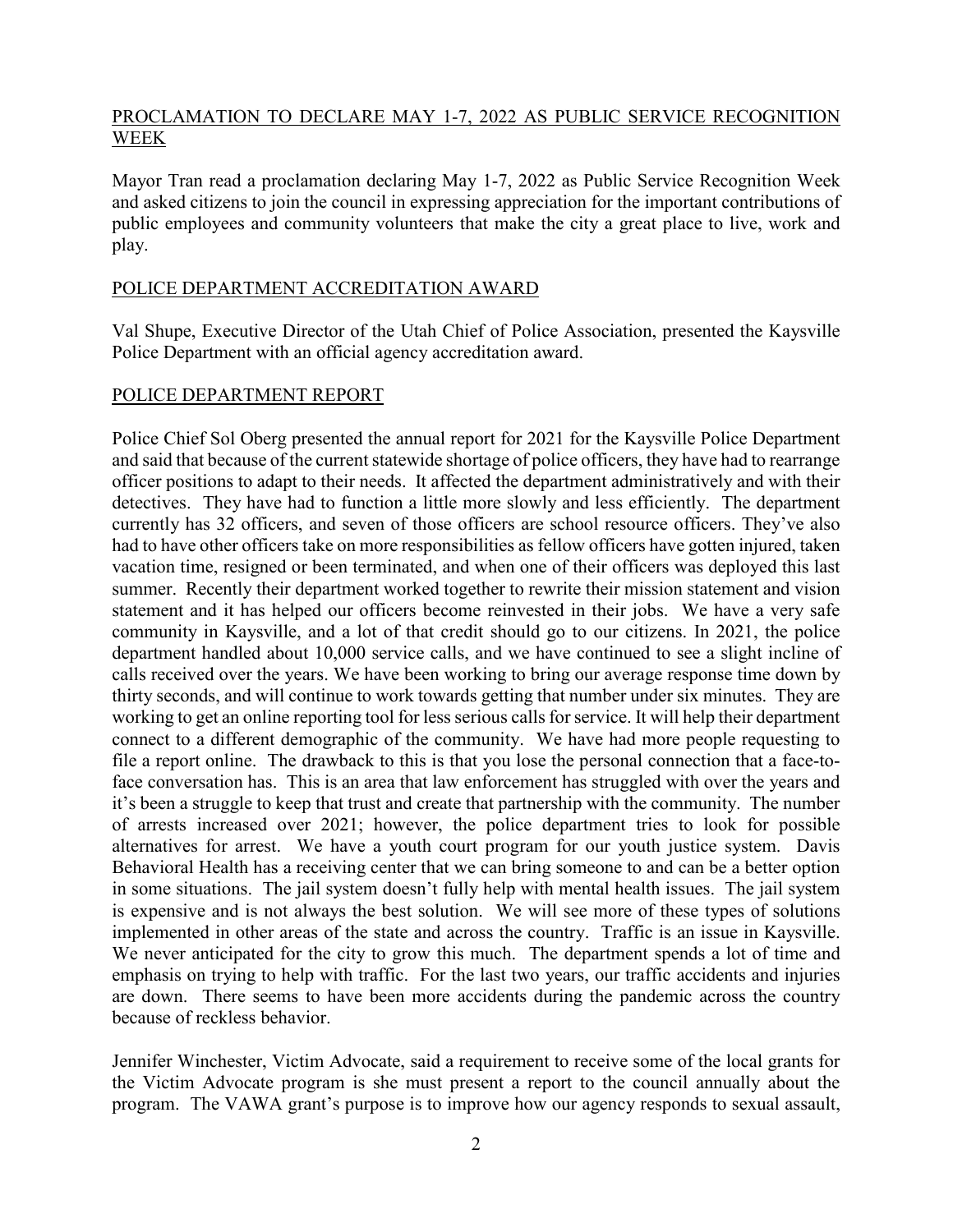## PROCLAMATION TO DECLARE MAY 1-7, 2022 AS PUBLIC SERVICE RECOGNITION WEEK

Mayor Tran read a proclamation declaring May 1-7, 2022 as Public Service Recognition Week and asked citizens to join the council in expressing appreciation for the important contributions of public employees and community volunteers that make the city a great place to live, work and play.

## POLICE DEPARTMENT ACCREDITATION AWARD

Val Shupe, Executive Director of the Utah Chief of Police Association, presented the Kaysville Police Department with an official agency accreditation award.

## POLICE DEPARTMENT REPORT

Police Chief Sol Oberg presented the annual report for 2021 for the Kaysville Police Department and said that because of the current statewide shortage of police officers, they have had to rearrange officer positions to adapt to their needs. It affected the department administratively and with their detectives. They have had to function a little more slowly and less efficiently. The department currently has 32 officers, and seven of those officers are school resource officers. They've also had to have other officers take on more responsibilities as fellow officers have gotten injured, taken vacation time, resigned or been terminated, and when one of their officers was deployed this last summer. Recently their department worked together to rewrite their mission statement and vision statement and it has helped our officers become reinvested in their jobs. We have a very safe community in Kaysville, and a lot of that credit should go to our citizens. In 2021, the police department handled about 10,000 service calls, and we have continued to see a slight incline of calls received over the years. We have been working to bring our average response time down by thirty seconds, and will continue to work towards getting that number under six minutes. They are working to get an online reporting tool for less serious calls for service. It will help their department connect to a different demographic of the community. We have had more people requesting to file a report online. The drawback to this is that you lose the personal connection that a face-to-face conversation has. This is an area that law enforcement has struggled with over the years and it's been a struggle to keep that trust and create that partnership with the community. The number of arrests increased over 2021; however, the police department tries to look for possible alternatives for arrest. We have a youth court program for our youth justice system. Davis Behavioral Health has a receiving center that we can bring someone to and can be a better option in some situations. The jail system doesn't fully help with mental health issues. The jail system is expensive and is not always the best solution. We will see more of these types of solutions implemented in other areas of the state and across the country. Traffic is an issue in Kaysville. We never anticipated for the city to grow this much. The department spends a lot of time and emphasis on trying to help with traffic. For the last two years, our traffic accidents and injuries are down. There seems to have been more accidents during the pandemic across the country because of reckless behavior.

Jennifer Winchester, Victim Advocate, said a requirement to receive some of the local grants for the Victim Advocate program is she must present a report to the council annually about the program. The VAWA grant's purpose is to improve how our agency responds to sexual assault,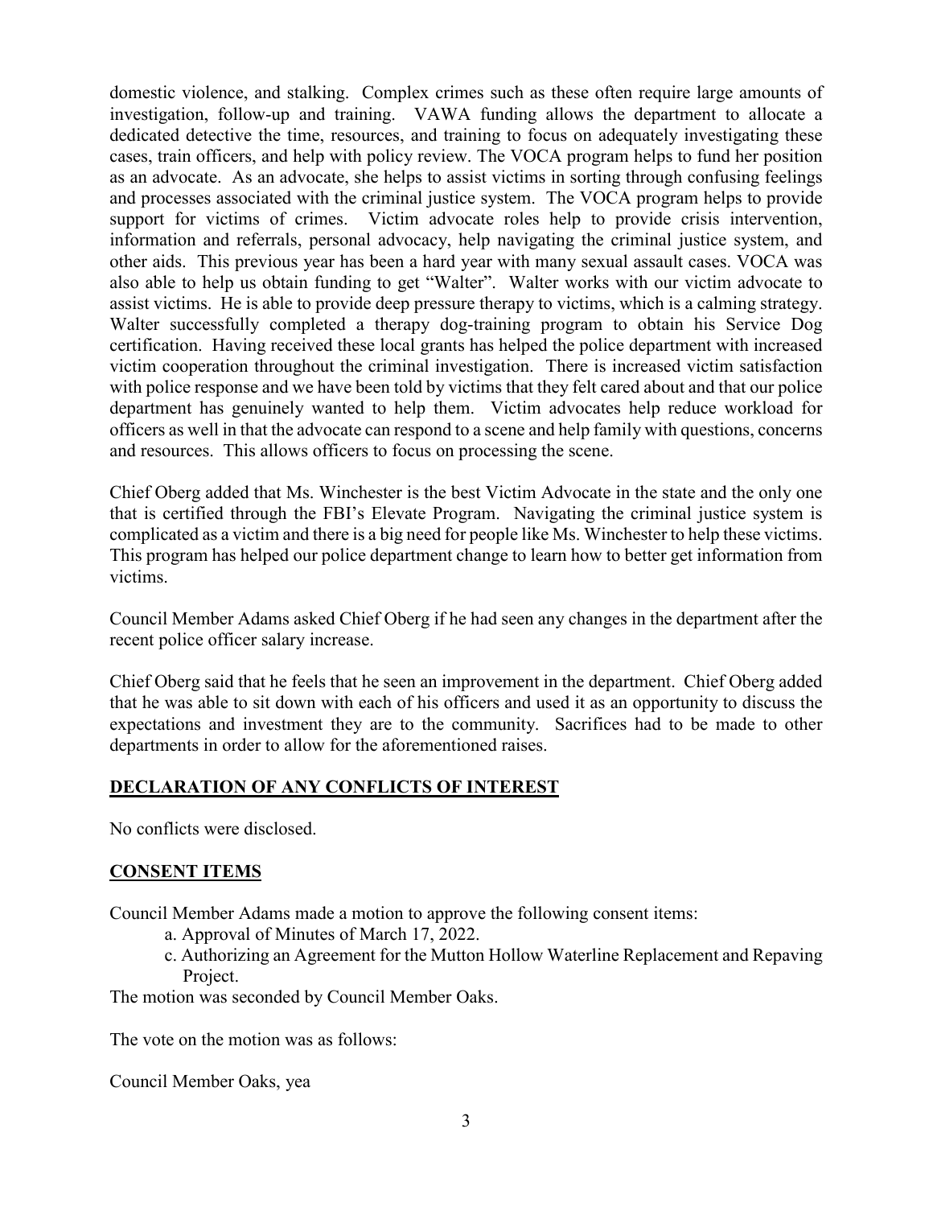domestic violence, and stalking. Complex crimes such as these often require large amounts of investigation, follow-up and training. VAWA funding allows the department to allocate a dedicated detective the time, resources, and training to focus on adequately investigating these cases, train officers, and help with policy review. The VOCA program helps to fund her position as an advocate. As an advocate, she helps to assist victims in sorting through confusing feelings and processes associated with the criminal justice system. The VOCA program helps to provide support for victims of crimes. Victim advocate roles help to provide crisis intervention, information and referrals, personal advocacy, help navigating the criminal justice system, and other aids. This previous year has been a hard year with many sexual assault cases. VOCA was also able to help us obtain funding to get "Walter". Walter works with our victim advocate to assist victims. He is able to provide deep pressure therapy to victims, which is a calming strategy. Walter successfully completed a therapy dog-training program to obtain his Service Dog certification. Having received these local grants has helped the police department with increased victim cooperation throughout the criminal investigation. There is increased victim satisfaction with police response and we have been told by victims that they felt cared about and that our police department has genuinely wanted to help them. Victim advocates help reduce workload for officers as well in that the advocate can respond to a scene and help family with questions, concerns and resources. This allows officers to focus on processing the scene.

Chief Oberg added that Ms. Winchester is the best Victim Advocate in the state and the only one that is certified through the FBI's Elevate Program. Navigating the criminal justice system is complicated as a victim and there is a big need for people like Ms. Winchester to help these victims. This program has helped our police department change to learn how to better get information from victims.

Council Member Adams asked Chief Oberg if he had seen any changes in the department after the recent police officer salary increase.

Chief Oberg said that he feels that he seen an improvement in the department. Chief Oberg added that he was able to sit down with each of his officers and used it as an opportunity to discuss the expectations and investment they are to the community. Sacrifices had to be made to other departments in order to allow for the aforementioned raises.

## DECLARATION OF ANY CONFLICTS OF INTEREST

No conflicts were disclosed.

## CONSENT ITEMS

Council Member Adams made a motion to approve the following consent items:

- a. Approval of Minutes of March 17, 2022.
- c. Authorizing an Agreement for the Mutton Hollow Waterline Replacement and Repaving Project.

The motion was seconded by Council Member Oaks.

The vote on the motion was as follows:

Council Member Oaks, yea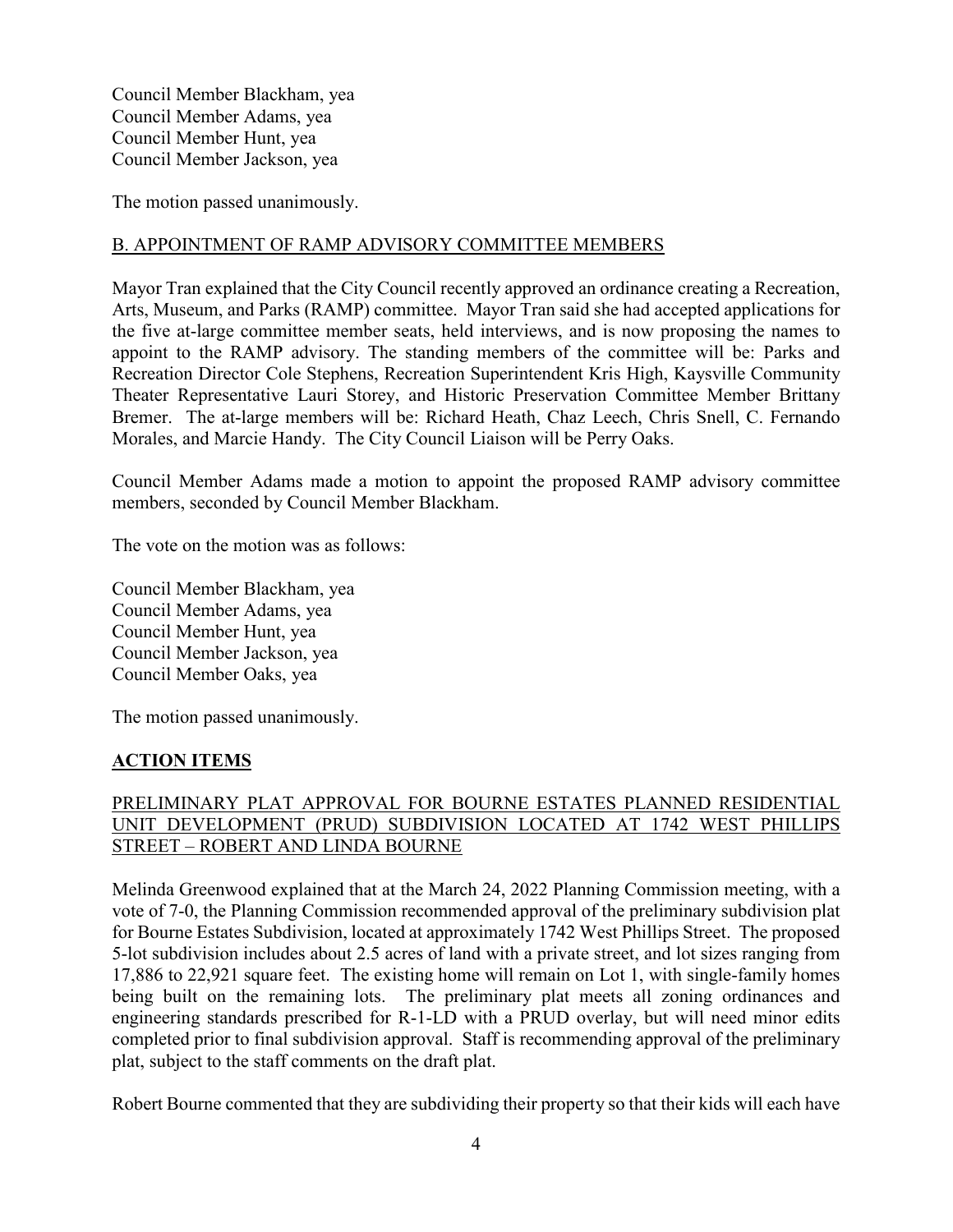Council Member Blackham, yea
Council Member Adams, yea
Council Member Hunt, yea
Council Member Jackson, yea

The motion passed unanimously.

B. APPOINTMENT OF RAMP ADVISORY COMMITTEE MEMBERS

Mayor Tran explained that the City Council recently approved an ordinance creating a Recreation, Arts, Museum, and Parks (RAMP) committee. Mayor Tran said she had accepted applications for the five at-large committee member seats, held interviews, and is now proposing the names to appoint to the RAMP advisory. The standing members of the committee will be: Parks and Recreation Director Cole Stephens, Recreation Superintendent Kris High, Kaysville Community Theater Representative Lauri Storey, and Historic Preservation Committee Member Brittany Bremer. The at-large members will be: Richard Heath, Chaz Leech, Chris Snell, C. Fernando Morales, and Marcie Handy. The City Council Liaison will be Perry Oaks.

Council Member Adams made a motion to appoint the proposed RAMP advisory committee members, seconded by Council Member Blackham.

The vote on the motion was as follows:

Council Member Blackham, yea
Council Member Adams, yea
Council Member Hunt, yea
Council Member Jackson, yea
Council Member Oaks, yea

The motion passed unanimously.

## ACTION ITEMS

PRELIMINARY PLAT APPROVAL FOR BOURNE ESTATES PLANNED RESIDENTIAL UNIT DEVELOPMENT (PRUD) SUBDIVISION LOCATED AT 1742 WEST PHILLIPS STREET – ROBERT AND LINDA BOURNE

Melinda Greenwood explained that at the March 24, 2022 Planning Commission meeting, with a vote of 7-0, the Planning Commission recommended approval of the preliminary subdivision plat for Bourne Estates Subdivision, located at approximately 1742 West Phillips Street. The proposed 5-lot subdivision includes about 2.5 acres of land with a private street, and lot sizes ranging from 17,886 to 22,921 square feet. The existing home will remain on Lot 1, with single-family homes being built on the remaining lots. The preliminary plat meets all zoning ordinances and engineering standards prescribed for R-1-LD with a PRUD overlay, but will need minor edits completed prior to final subdivision approval. Staff is recommending approval of the preliminary plat, subject to the staff comments on the draft plat.

Robert Bourne commented that they are subdividing their property so that their kids will each have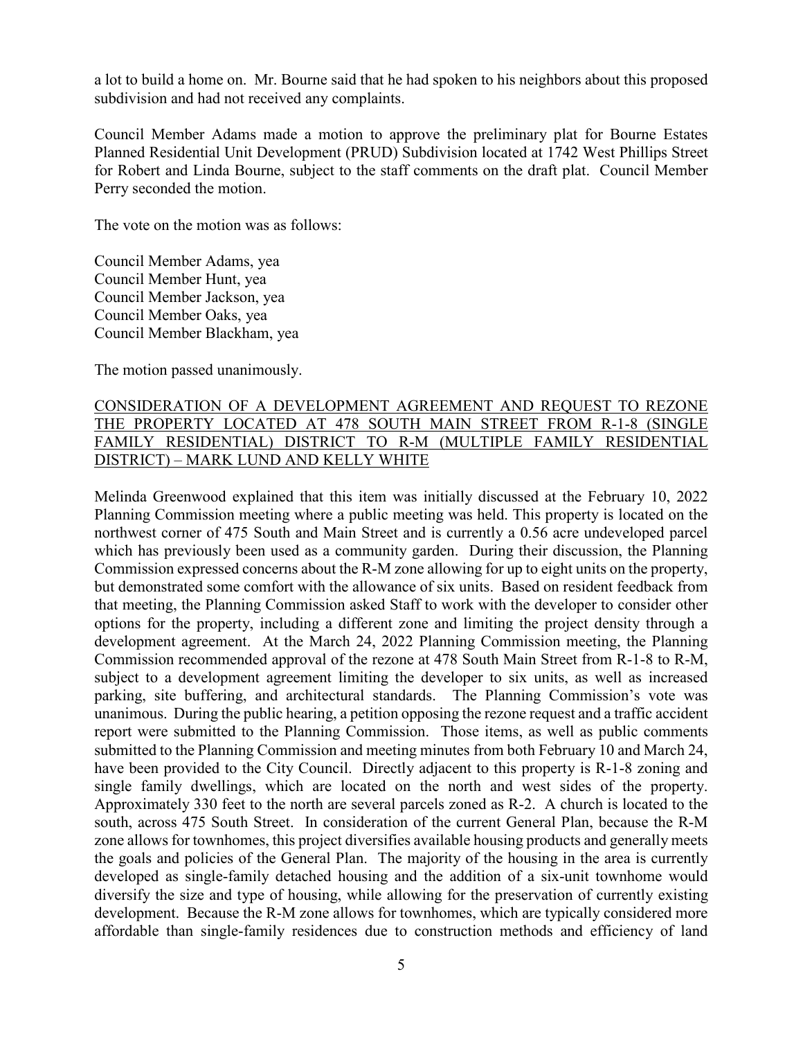a lot to build a home on. Mr. Bourne said that he had spoken to his neighbors about this proposed subdivision and had not received any complaints.

Council Member Adams made a motion to approve the preliminary plat for Bourne Estates Planned Residential Unit Development (PRUD) Subdivision located at 1742 West Phillips Street for Robert and Linda Bourne, subject to the staff comments on the draft plat. Council Member Perry seconded the motion.

The vote on the motion was as follows:

Council Member Adams, yea
Council Member Hunt, yea
Council Member Jackson, yea
Council Member Oaks, yea
Council Member Blackham, yea

The motion passed unanimously.

## CONSIDERATION OF A DEVELOPMENT AGREEMENT AND REQUEST TO REZONE THE PROPERTY LOCATED AT 478 SOUTH MAIN STREET FROM R-1-8 (SINGLE FAMILY RESIDENTIAL) DISTRICT TO R-M (MULTIPLE FAMILY RESIDENTIAL DISTRICT) – MARK LUND AND KELLY WHITE

Melinda Greenwood explained that this item was initially discussed at the February 10, 2022 Planning Commission meeting where a public meeting was held. This property is located on the northwest corner of 475 South and Main Street and is currently a 0.56 acre undeveloped parcel which has previously been used as a community garden. During their discussion, the Planning Commission expressed concerns about the R-M zone allowing for up to eight units on the property, but demonstrated some comfort with the allowance of six units. Based on resident feedback from that meeting, the Planning Commission asked Staff to work with the developer to consider other options for the property, including a different zone and limiting the project density through a development agreement. At the March 24, 2022 Planning Commission meeting, the Planning Commission recommended approval of the rezone at 478 South Main Street from R-1-8 to R-M, subject to a development agreement limiting the developer to six units, as well as increased parking, site buffering, and architectural standards. The Planning Commission's vote was unanimous. During the public hearing, a petition opposing the rezone request and a traffic accident report were submitted to the Planning Commission. Those items, as well as public comments submitted to the Planning Commission and meeting minutes from both February 10 and March 24, have been provided to the City Council. Directly adjacent to this property is R-1-8 zoning and single family dwellings, which are located on the north and west sides of the property. Approximately 330 feet to the north are several parcels zoned as R-2. A church is located to the south, across 475 South Street. In consideration of the current General Plan, because the R-M zone allows for townhomes, this project diversifies available housing products and generally meets the goals and policies of the General Plan. The majority of the housing in the area is currently developed as single-family detached housing and the addition of a six-unit townhome would diversify the size and type of housing, while allowing for the preservation of currently existing development. Because the R-M zone allows for townhomes, which are typically considered more affordable than single-family residences due to construction methods and efficiency of land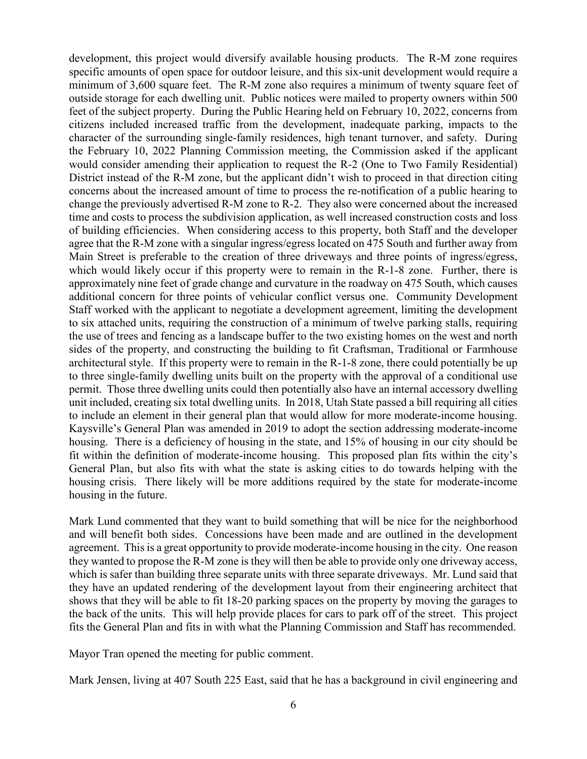development, this project would diversify available housing products. The R-M zone requires specific amounts of open space for outdoor leisure, and this six-unit development would require a minimum of 3,600 square feet. The R-M zone also requires a minimum of twenty square feet of outside storage for each dwelling unit. Public notices were mailed to property owners within 500 feet of the subject property. During the Public Hearing held on February 10, 2022, concerns from citizens included increased traffic from the development, inadequate parking, impacts to the character of the surrounding single-family residences, high tenant turnover, and safety. During the February 10, 2022 Planning Commission meeting, the Commission asked if the applicant would consider amending their application to request the R-2 (One to Two Family Residential) District instead of the R-M zone, but the applicant didn't wish to proceed in that direction citing concerns about the increased amount of time to process the re-notification of a public hearing to change the previously advertised R-M zone to R-2. They also were concerned about the increased time and costs to process the subdivision application, as well increased construction costs and loss of building efficiencies. When considering access to this property, both Staff and the developer agree that the R-M zone with a singular ingress/egress located on 475 South and further away from Main Street is preferable to the creation of three driveways and three points of ingress/egress, which would likely occur if this property were to remain in the R-1-8 zone. Further, there is approximately nine feet of grade change and curvature in the roadway on 475 South, which causes additional concern for three points of vehicular conflict versus one. Community Development Staff worked with the applicant to negotiate a development agreement, limiting the development to six attached units, requiring the construction of a minimum of twelve parking stalls, requiring the use of trees and fencing as a landscape buffer to the two existing homes on the west and north sides of the property, and constructing the building to fit Craftsman, Traditional or Farmhouse architectural style. If this property were to remain in the R-1-8 zone, there could potentially be up to three single-family dwelling units built on the property with the approval of a conditional use permit. Those three dwelling units could then potentially also have an internal accessory dwelling unit included, creating six total dwelling units. In 2018, Utah State passed a bill requiring all cities to include an element in their general plan that would allow for more moderate-income housing. Kaysville's General Plan was amended in 2019 to adopt the section addressing moderate-income housing. There is a deficiency of housing in the state, and 15% of housing in our city should be fit within the definition of moderate-income housing. This proposed plan fits within the city's General Plan, but also fits with what the state is asking cities to do towards helping with the housing crisis. There likely will be more additions required by the state for moderate-income housing in the future.

Mark Lund commented that they want to build something that will be nice for the neighborhood and will benefit both sides. Concessions have been made and are outlined in the development agreement. This is a great opportunity to provide moderate-income housing in the city. One reason they wanted to propose the R-M zone is they will then be able to provide only one driveway access, which is safer than building three separate units with three separate driveways. Mr. Lund said that they have an updated rendering of the development layout from their engineering architect that shows that they will be able to fit 18-20 parking spaces on the property by moving the garages to the back of the units. This will help provide places for cars to park off of the street. This project fits the General Plan and fits in with what the Planning Commission and Staff has recommended.

Mayor Tran opened the meeting for public comment.

Mark Jensen, living at 407 South 225 East, said that he has a background in civil engineering and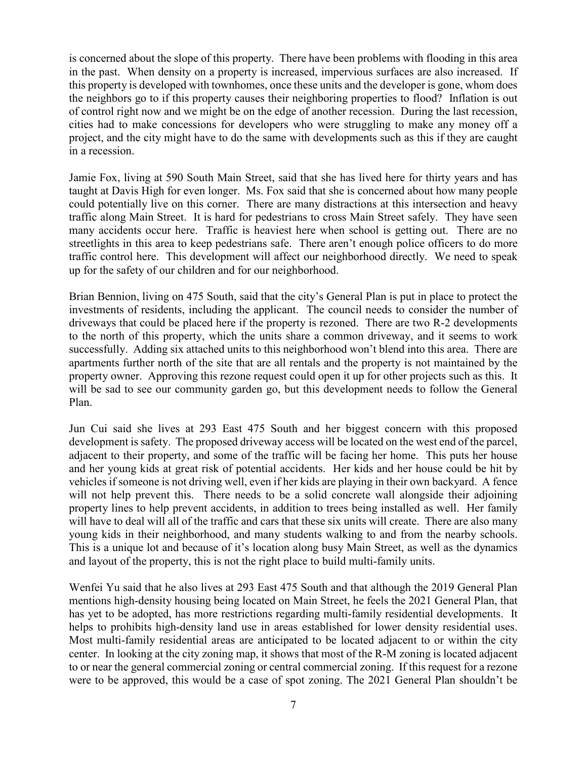is concerned about the slope of this property. There have been problems with flooding in this area in the past. When density on a property is increased, impervious surfaces are also increased. If this property is developed with townhomes, once these units and the developer is gone, whom does the neighbors go to if this property causes their neighboring properties to flood? Inflation is out of control right now and we might be on the edge of another recession. During the last recession, cities had to make concessions for developers who were struggling to make any money off a project, and the city might have to do the same with developments such as this if they are caught in a recession.

Jamie Fox, living at 590 South Main Street, said that she has lived here for thirty years and has taught at Davis High for even longer. Ms. Fox said that she is concerned about how many people could potentially live on this corner. There are many distractions at this intersection and heavy traffic along Main Street. It is hard for pedestrians to cross Main Street safely. They have seen many accidents occur here. Traffic is heaviest here when school is getting out. There are no streetlights in this area to keep pedestrians safe. There aren't enough police officers to do more traffic control here. This development will affect our neighborhood directly. We need to speak up for the safety of our children and for our neighborhood.

Brian Bennion, living on 475 South, said that the city's General Plan is put in place to protect the investments of residents, including the applicant. The council needs to consider the number of driveways that could be placed here if the property is rezoned. There are two R-2 developments to the north of this property, which the units share a common driveway, and it seems to work successfully. Adding six attached units to this neighborhood won't blend into this area. There are apartments further north of the site that are all rentals and the property is not maintained by the property owner. Approving this rezone request could open it up for other projects such as this. It will be sad to see our community garden go, but this development needs to follow the General Plan.

Jun Cui said she lives at 293 East 475 South and her biggest concern with this proposed development is safety. The proposed driveway access will be located on the west end of the parcel, adjacent to their property, and some of the traffic will be facing her home. This puts her house and her young kids at great risk of potential accidents. Her kids and her house could be hit by vehicles if someone is not driving well, even if her kids are playing in their own backyard. A fence will not help prevent this. There needs to be a solid concrete wall alongside their adjoining property lines to help prevent accidents, in addition to trees being installed as well. Her family will have to deal will all of the traffic and cars that these six units will create. There are also many young kids in their neighborhood, and many students walking to and from the nearby schools. This is a unique lot and because of it's location along busy Main Street, as well as the dynamics and layout of the property, this is not the right place to build multi-family units.

Wenfei Yu said that he also lives at 293 East 475 South and that although the 2019 General Plan mentions high-density housing being located on Main Street, he feels the 2021 General Plan, that has yet to be adopted, has more restrictions regarding multi-family residential developments. It helps to prohibits high-density land use in areas established for lower density residential uses. Most multi-family residential areas are anticipated to be located adjacent to or within the city center. In looking at the city zoning map, it shows that most of the R-M zoning is located adjacent to or near the general commercial zoning or central commercial zoning. If this request for a rezone were to be approved, this would be a case of spot zoning. The 2021 General Plan shouldn't be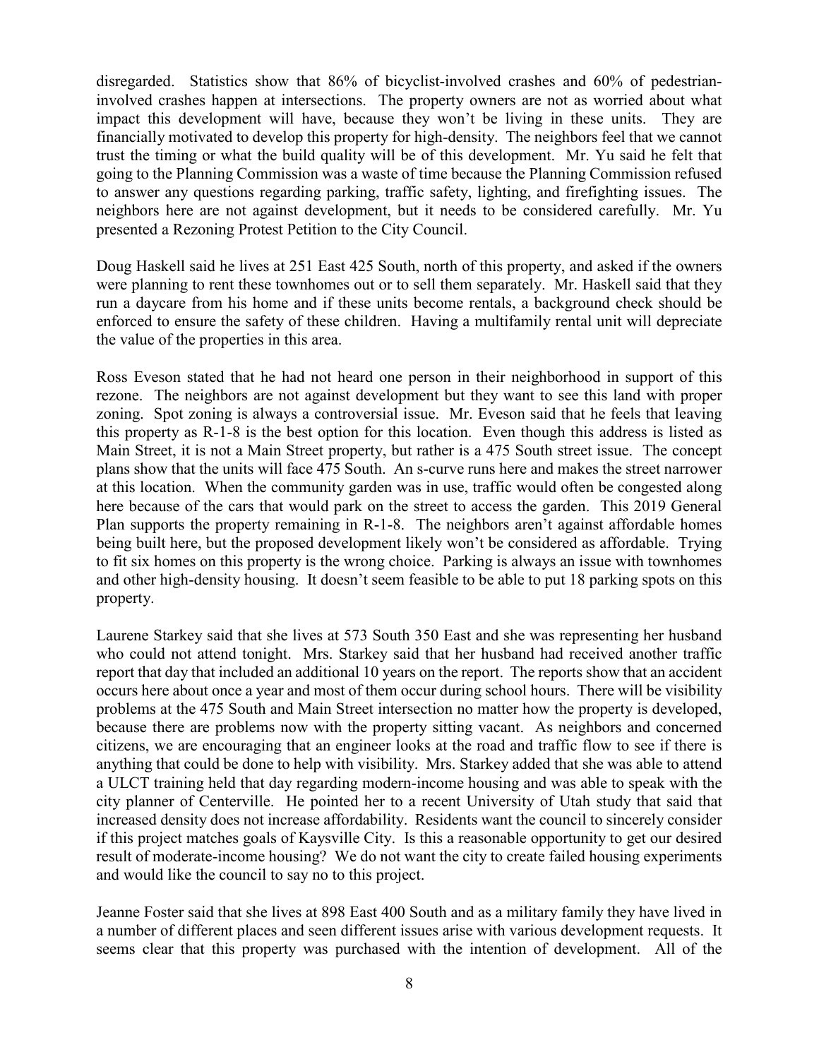disregarded. Statistics show that 86% of bicyclist-involved crashes and 60% of pedestrian-involved crashes happen at intersections. The property owners are not as worried about what impact this development will have, because they won't be living in these units. They are financially motivated to develop this property for high-density. The neighbors feel that we cannot trust the timing or what the build quality will be of this development. Mr. Yu said he felt that going to the Planning Commission was a waste of time because the Planning Commission refused to answer any questions regarding parking, traffic safety, lighting, and firefighting issues. The neighbors here are not against development, but it needs to be considered carefully. Mr. Yu presented a Rezoning Protest Petition to the City Council.

Doug Haskell said he lives at 251 East 425 South, north of this property, and asked if the owners were planning to rent these townhomes out or to sell them separately. Mr. Haskell said that they run a daycare from his home and if these units become rentals, a background check should be enforced to ensure the safety of these children. Having a multifamily rental unit will depreciate the value of the properties in this area.

Ross Eveson stated that he had not heard one person in their neighborhood in support of this rezone. The neighbors are not against development but they want to see this land with proper zoning. Spot zoning is always a controversial issue. Mr. Eveson said that he feels that leaving this property as R-1-8 is the best option for this location. Even though this address is listed as Main Street, it is not a Main Street property, but rather is a 475 South street issue. The concept plans show that the units will face 475 South. An s-curve runs here and makes the street narrower at this location. When the community garden was in use, traffic would often be congested along here because of the cars that would park on the street to access the garden. This 2019 General Plan supports the property remaining in R-1-8. The neighbors aren't against affordable homes being built here, but the proposed development likely won't be considered as affordable. Trying to fit six homes on this property is the wrong choice. Parking is always an issue with townhomes and other high-density housing. It doesn't seem feasible to be able to put 18 parking spots on this property.

Laurene Starkey said that she lives at 573 South 350 East and she was representing her husband who could not attend tonight. Mrs. Starkey said that her husband had received another traffic report that day that included an additional 10 years on the report. The reports show that an accident occurs here about once a year and most of them occur during school hours. There will be visibility problems at the 475 South and Main Street intersection no matter how the property is developed, because there are problems now with the property sitting vacant. As neighbors and concerned citizens, we are encouraging that an engineer looks at the road and traffic flow to see if there is anything that could be done to help with visibility. Mrs. Starkey added that she was able to attend a ULCT training held that day regarding modern-income housing and was able to speak with the city planner of Centerville. He pointed her to a recent University of Utah study that said that increased density does not increase affordability. Residents want the council to sincerely consider if this project matches goals of Kaysville City. Is this a reasonable opportunity to get our desired result of moderate-income housing? We do not want the city to create failed housing experiments and would like the council to say no to this project.

Jeanne Foster said that she lives at 898 East 400 South and as a military family they have lived in a number of different places and seen different issues arise with various development requests. It seems clear that this property was purchased with the intention of development. All of the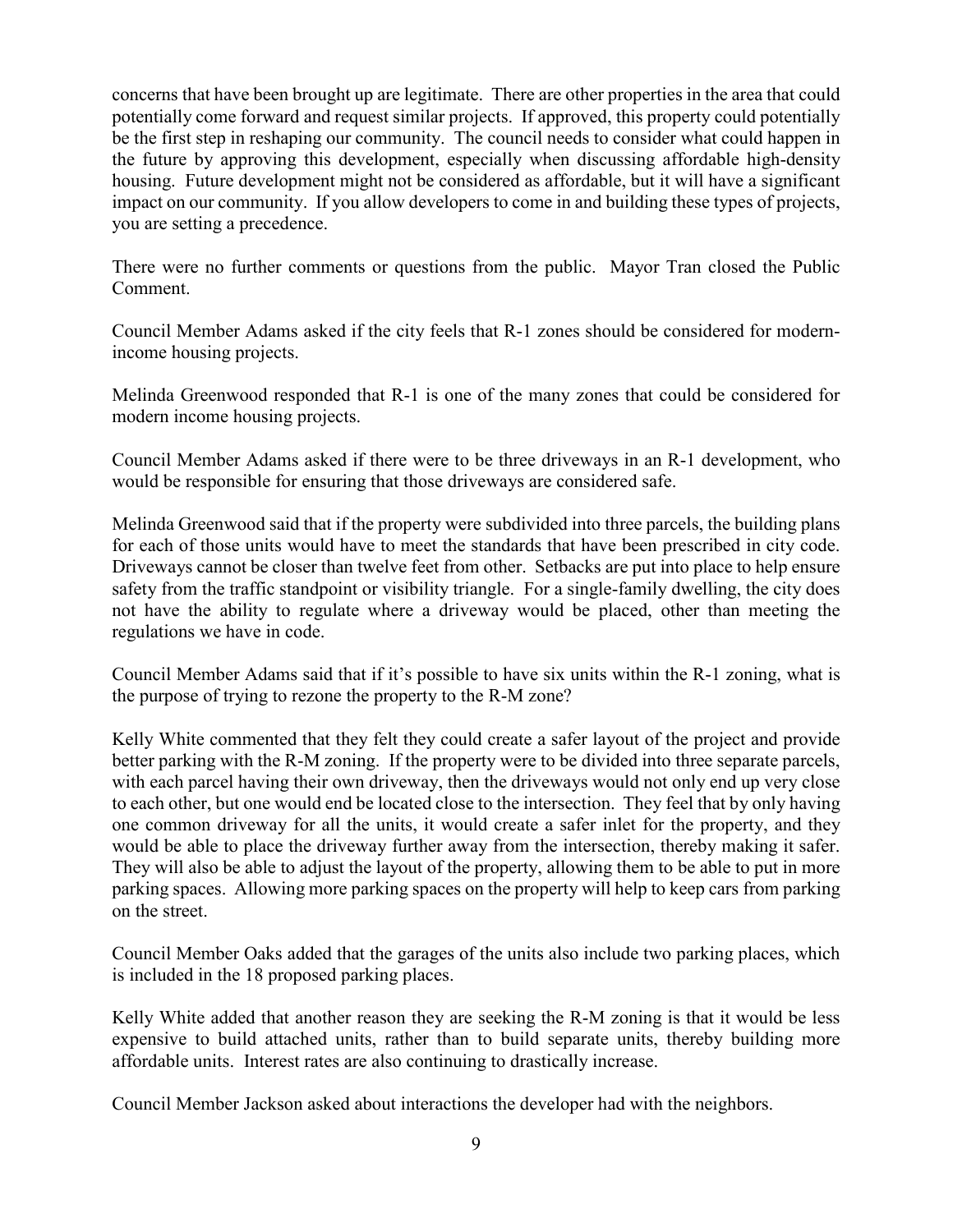concerns that have been brought up are legitimate. There are other properties in the area that could potentially come forward and request similar projects. If approved, this property could potentially be the first step in reshaping our community. The council needs to consider what could happen in the future by approving this development, especially when discussing affordable high-density housing. Future development might not be considered as affordable, but it will have a significant impact on our community. If you allow developers to come in and building these types of projects, you are setting a precedence.

There were no further comments or questions from the public. Mayor Tran closed the Public Comment.

Council Member Adams asked if the city feels that R-1 zones should be considered for modern-income housing projects.

Melinda Greenwood responded that R-1 is one of the many zones that could be considered for modern income housing projects.

Council Member Adams asked if there were to be three driveways in an R-1 development, who would be responsible for ensuring that those driveways are considered safe.

Melinda Greenwood said that if the property were subdivided into three parcels, the building plans for each of those units would have to meet the standards that have been prescribed in city code. Driveways cannot be closer than twelve feet from other. Setbacks are put into place to help ensure safety from the traffic standpoint or visibility triangle. For a single-family dwelling, the city does not have the ability to regulate where a driveway would be placed, other than meeting the regulations we have in code.

Council Member Adams said that if it's possible to have six units within the R-1 zoning, what is the purpose of trying to rezone the property to the R-M zone?

Kelly White commented that they felt they could create a safer layout of the project and provide better parking with the R-M zoning. If the property were to be divided into three separate parcels, with each parcel having their own driveway, then the driveways would not only end up very close to each other, but one would end be located close to the intersection. They feel that by only having one common driveway for all the units, it would create a safer inlet for the property, and they would be able to place the driveway further away from the intersection, thereby making it safer. They will also be able to adjust the layout of the property, allowing them to be able to put in more parking spaces. Allowing more parking spaces on the property will help to keep cars from parking on the street.

Council Member Oaks added that the garages of the units also include two parking places, which is included in the 18 proposed parking places.

Kelly White added that another reason they are seeking the R-M zoning is that it would be less expensive to build attached units, rather than to build separate units, thereby building more affordable units. Interest rates are also continuing to drastically increase.

Council Member Jackson asked about interactions the developer had with the neighbors.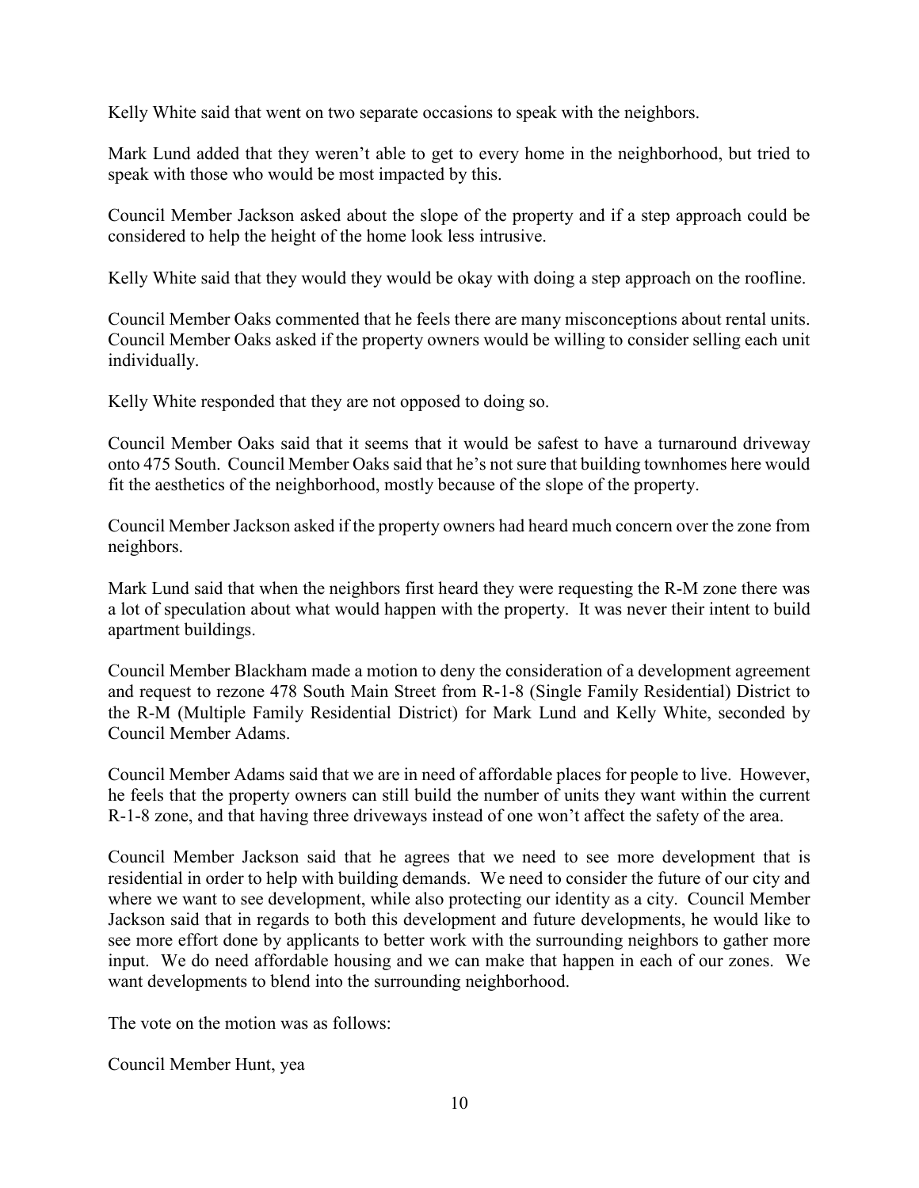Kelly White said that went on two separate occasions to speak with the neighbors.

Mark Lund added that they weren't able to get to every home in the neighborhood, but tried to speak with those who would be most impacted by this.

Council Member Jackson asked about the slope of the property and if a step approach could be considered to help the height of the home look less intrusive.

Kelly White said that they would they would be okay with doing a step approach on the roofline.

Council Member Oaks commented that he feels there are many misconceptions about rental units. Council Member Oaks asked if the property owners would be willing to consider selling each unit individually.

Kelly White responded that they are not opposed to doing so.

Council Member Oaks said that it seems that it would be safest to have a turnaround driveway onto 475 South. Council Member Oaks said that he's not sure that building townhomes here would fit the aesthetics of the neighborhood, mostly because of the slope of the property.

Council Member Jackson asked if the property owners had heard much concern over the zone from neighbors.

Mark Lund said that when the neighbors first heard they were requesting the R-M zone there was a lot of speculation about what would happen with the property. It was never their intent to build apartment buildings.

Council Member Blackham made a motion to deny the consideration of a development agreement and request to rezone 478 South Main Street from R-1-8 (Single Family Residential) District to the R-M (Multiple Family Residential District) for Mark Lund and Kelly White, seconded by Council Member Adams.

Council Member Adams said that we are in need of affordable places for people to live. However, he feels that the property owners can still build the number of units they want within the current R-1-8 zone, and that having three driveways instead of one won't affect the safety of the area.

Council Member Jackson said that he agrees that we need to see more development that is residential in order to help with building demands. We need to consider the future of our city and where we want to see development, while also protecting our identity as a city. Council Member Jackson said that in regards to both this development and future developments, he would like to see more effort done by applicants to better work with the surrounding neighbors to gather more input. We do need affordable housing and we can make that happen in each of our zones. We want developments to blend into the surrounding neighborhood.

The vote on the motion was as follows:

Council Member Hunt, yea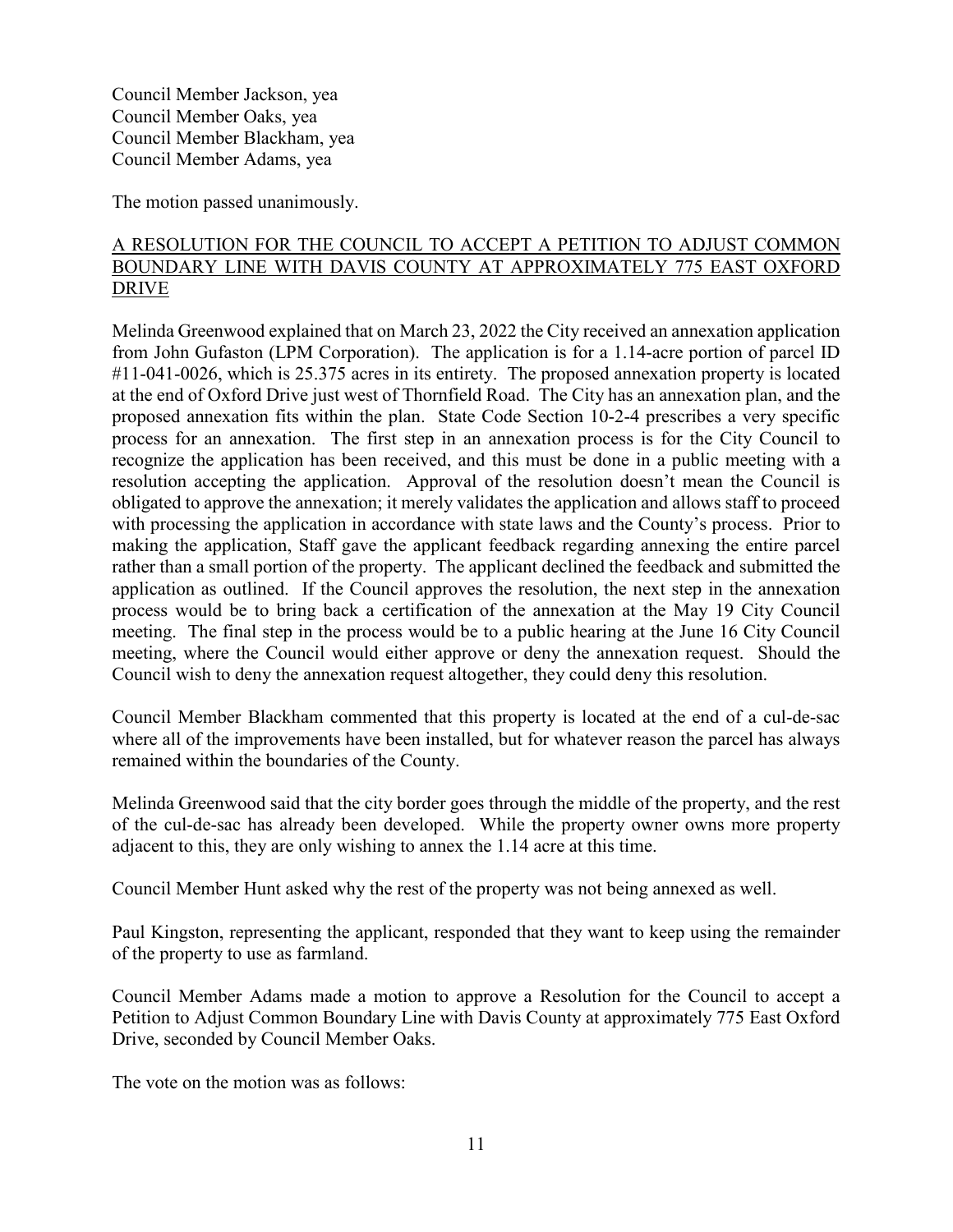Council Member Jackson, yea
Council Member Oaks, yea
Council Member Blackham, yea
Council Member Adams, yea

The motion passed unanimously.

## A RESOLUTION FOR THE COUNCIL TO ACCEPT A PETITION TO ADJUST COMMON BOUNDARY LINE WITH DAVIS COUNTY AT APPROXIMATELY 775 EAST OXFORD DRIVE

Melinda Greenwood explained that on March 23, 2022 the City received an annexation application from John Gufaston (LPM Corporation). The application is for a 1.14-acre portion of parcel ID #11-041-0026, which is 25.375 acres in its entirety. The proposed annexation property is located at the end of Oxford Drive just west of Thornfield Road. The City has an annexation plan, and the proposed annexation fits within the plan. State Code Section 10-2-4 prescribes a very specific process for an annexation. The first step in an annexation process is for the City Council to recognize the application has been received, and this must be done in a public meeting with a resolution accepting the application. Approval of the resolution doesn't mean the Council is obligated to approve the annexation; it merely validates the application and allows staff to proceed with processing the application in accordance with state laws and the County's process. Prior to making the application, Staff gave the applicant feedback regarding annexing the entire parcel rather than a small portion of the property. The applicant declined the feedback and submitted the application as outlined. If the Council approves the resolution, the next step in the annexation process would be to bring back a certification of the annexation at the May 19 City Council meeting. The final step in the process would be to a public hearing at the June 16 City Council meeting, where the Council would either approve or deny the annexation request. Should the Council wish to deny the annexation request altogether, they could deny this resolution.

Council Member Blackham commented that this property is located at the end of a cul-de-sac where all of the improvements have been installed, but for whatever reason the parcel has always remained within the boundaries of the County.

Melinda Greenwood said that the city border goes through the middle of the property, and the rest of the cul-de-sac has already been developed. While the property owner owns more property adjacent to this, they are only wishing to annex the 1.14 acre at this time.

Council Member Hunt asked why the rest of the property was not being annexed as well.

Paul Kingston, representing the applicant, responded that they want to keep using the remainder of the property to use as farmland.

Council Member Adams made a motion to approve a Resolution for the Council to accept a Petition to Adjust Common Boundary Line with Davis County at approximately 775 East Oxford Drive, seconded by Council Member Oaks.

The vote on the motion was as follows: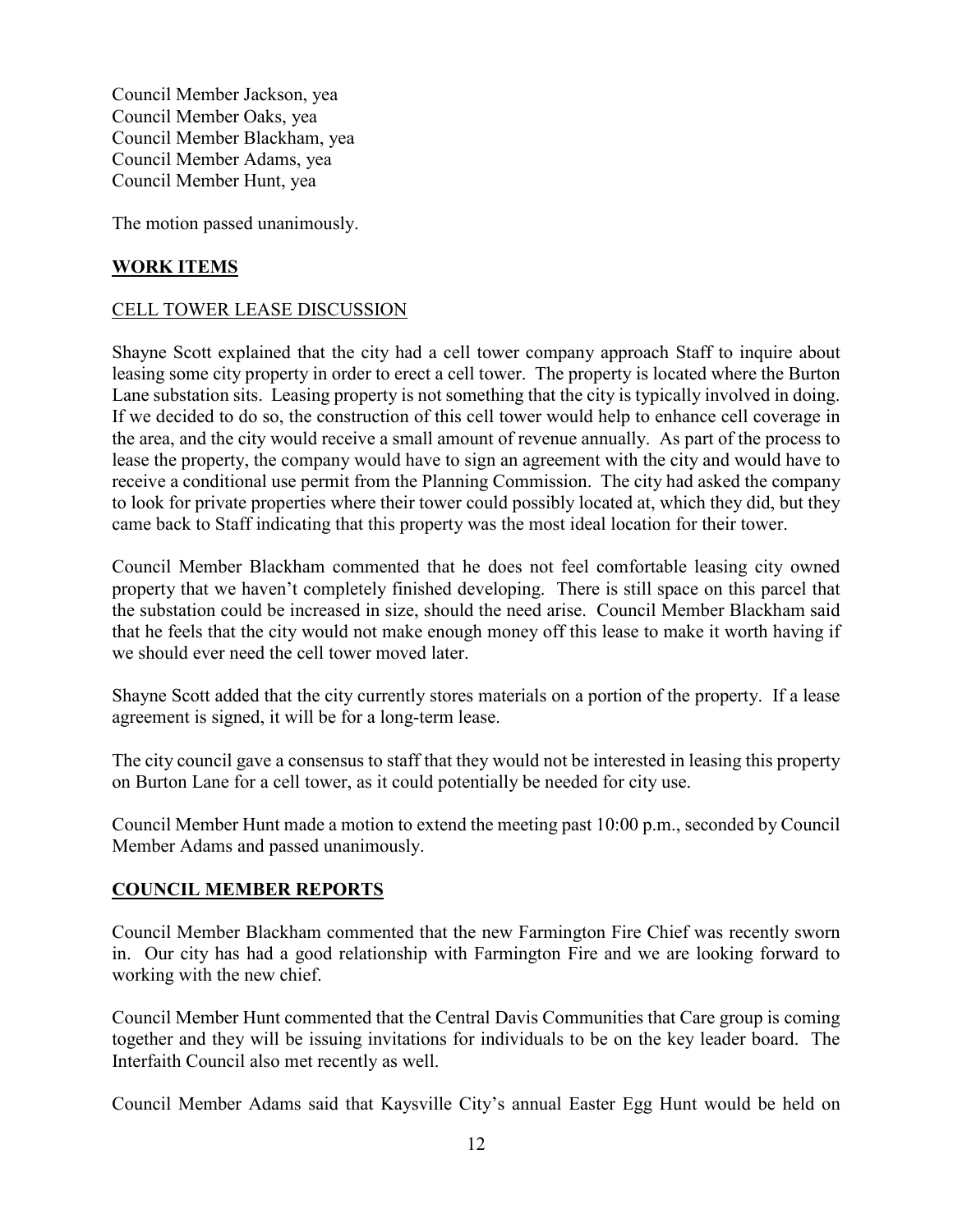Council Member Jackson, yea
Council Member Oaks, yea
Council Member Blackham, yea
Council Member Adams, yea
Council Member Hunt, yea

The motion passed unanimously.

## WORK ITEMS

### CELL TOWER LEASE DISCUSSION

Shayne Scott explained that the city had a cell tower company approach Staff to inquire about leasing some city property in order to erect a cell tower. The property is located where the Burton Lane substation sits. Leasing property is not something that the city is typically involved in doing. If we decided to do so, the construction of this cell tower would help to enhance cell coverage in the area, and the city would receive a small amount of revenue annually. As part of the process to lease the property, the company would have to sign an agreement with the city and would have to receive a conditional use permit from the Planning Commission. The city had asked the company to look for private properties where their tower could possibly located at, which they did, but they came back to Staff indicating that this property was the most ideal location for their tower.

Council Member Blackham commented that he does not feel comfortable leasing city owned property that we haven't completely finished developing. There is still space on this parcel that the substation could be increased in size, should the need arise. Council Member Blackham said that he feels that the city would not make enough money off this lease to make it worth having if we should ever need the cell tower moved later.

Shayne Scott added that the city currently stores materials on a portion of the property. If a lease agreement is signed, it will be for a long-term lease.

The city council gave a consensus to staff that they would not be interested in leasing this property on Burton Lane for a cell tower, as it could potentially be needed for city use.

Council Member Hunt made a motion to extend the meeting past 10:00 p.m., seconded by Council Member Adams and passed unanimously.

## COUNCIL MEMBER REPORTS

Council Member Blackham commented that the new Farmington Fire Chief was recently sworn in. Our city has had a good relationship with Farmington Fire and we are looking forward to working with the new chief.

Council Member Hunt commented that the Central Davis Communities that Care group is coming together and they will be issuing invitations for individuals to be on the key leader board. The Interfaith Council also met recently as well.

Council Member Adams said that Kaysville City's annual Easter Egg Hunt would be held on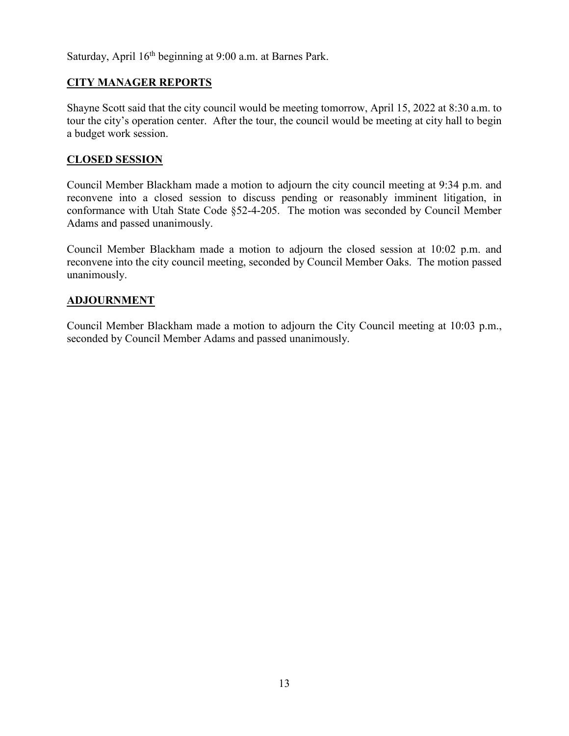Saturday, April 16th beginning at 9:00 a.m. at Barnes Park.

## CITY MANAGER REPORTS

Shayne Scott said that the city council would be meeting tomorrow, April 15, 2022 at 8:30 a.m. to tour the city's operation center. After the tour, the council would be meeting at city hall to begin a budget work session.

## CLOSED SESSION

Council Member Blackham made a motion to adjourn the city council meeting at 9:34 p.m. and reconvene into a closed session to discuss pending or reasonably imminent litigation, in conformance with Utah State Code §52-4-205. The motion was seconded by Council Member Adams and passed unanimously.

Council Member Blackham made a motion to adjourn the closed session at 10:02 p.m. and reconvene into the city council meeting, seconded by Council Member Oaks. The motion passed unanimously.

## ADJOURNMENT

Council Member Blackham made a motion to adjourn the City Council meeting at 10:03 p.m., seconded by Council Member Adams and passed unanimously.